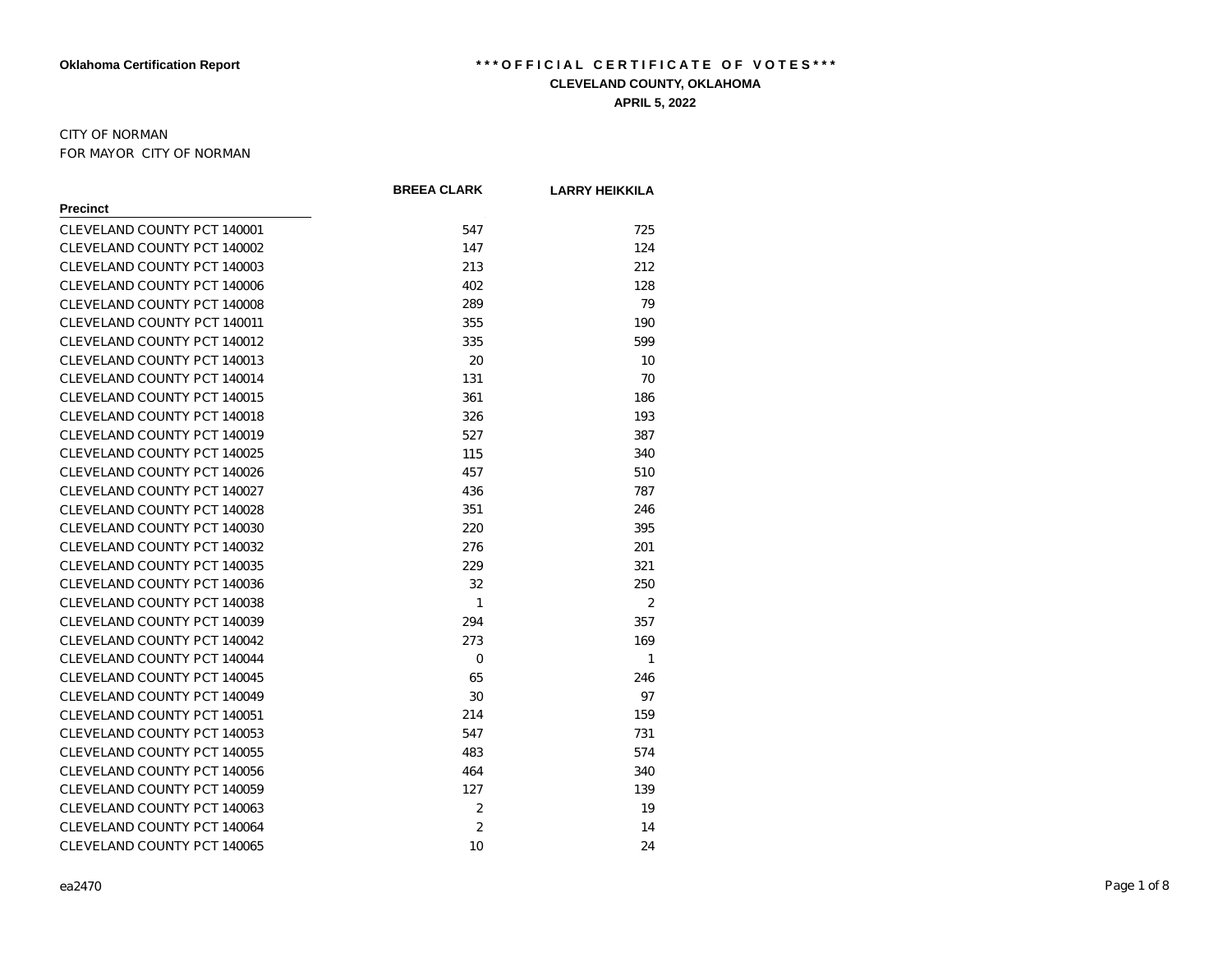**Oklahoma Certification Report**

# \* \* \* O F F I C I A L   C E R T I F I C A T E   O F   V O T E S \* \* \*

**CLEVELAND COUNTY, OKLAHOMA**

**APRIL 5, 2022**

CITY OF NORMAN

FOR MAYOR CITY OF NORMAN

| Precinct | BREEA CLARK | LARRY HEIKKILA |
|---|---|---|
| CLEVELAND COUNTY PCT 140001 | 547 | 725 |
| CLEVELAND COUNTY PCT 140002 | 147 | 124 |
| CLEVELAND COUNTY PCT 140003 | 213 | 212 |
| CLEVELAND COUNTY PCT 140006 | 402 | 128 |
| CLEVELAND COUNTY PCT 140008 | 289 | 79 |
| CLEVELAND COUNTY PCT 140011 | 355 | 190 |
| CLEVELAND COUNTY PCT 140012 | 335 | 599 |
| CLEVELAND COUNTY PCT 140013 | 20 | 10 |
| CLEVELAND COUNTY PCT 140014 | 131 | 70 |
| CLEVELAND COUNTY PCT 140015 | 361 | 186 |
| CLEVELAND COUNTY PCT 140018 | 326 | 193 |
| CLEVELAND COUNTY PCT 140019 | 527 | 387 |
| CLEVELAND COUNTY PCT 140025 | 115 | 340 |
| CLEVELAND COUNTY PCT 140026 | 457 | 510 |
| CLEVELAND COUNTY PCT 140027 | 436 | 787 |
| CLEVELAND COUNTY PCT 140028 | 351 | 246 |
| CLEVELAND COUNTY PCT 140030 | 220 | 395 |
| CLEVELAND COUNTY PCT 140032 | 276 | 201 |
| CLEVELAND COUNTY PCT 140035 | 229 | 321 |
| CLEVELAND COUNTY PCT 140036 | 32 | 250 |
| CLEVELAND COUNTY PCT 140038 | 1 | 2 |
| CLEVELAND COUNTY PCT 140039 | 294 | 357 |
| CLEVELAND COUNTY PCT 140042 | 273 | 169 |
| CLEVELAND COUNTY PCT 140044 | 0 | 1 |
| CLEVELAND COUNTY PCT 140045 | 65 | 246 |
| CLEVELAND COUNTY PCT 140049 | 30 | 97 |
| CLEVELAND COUNTY PCT 140051 | 214 | 159 |
| CLEVELAND COUNTY PCT 140053 | 547 | 731 |
| CLEVELAND COUNTY PCT 140055 | 483 | 574 |
| CLEVELAND COUNTY PCT 140056 | 464 | 340 |
| CLEVELAND COUNTY PCT 140059 | 127 | 139 |
| CLEVELAND COUNTY PCT 140063 | 2 | 19 |
| CLEVELAND COUNTY PCT 140064 | 2 | 14 |
| CLEVELAND COUNTY PCT 140065 | 10 | 24 |

ea2470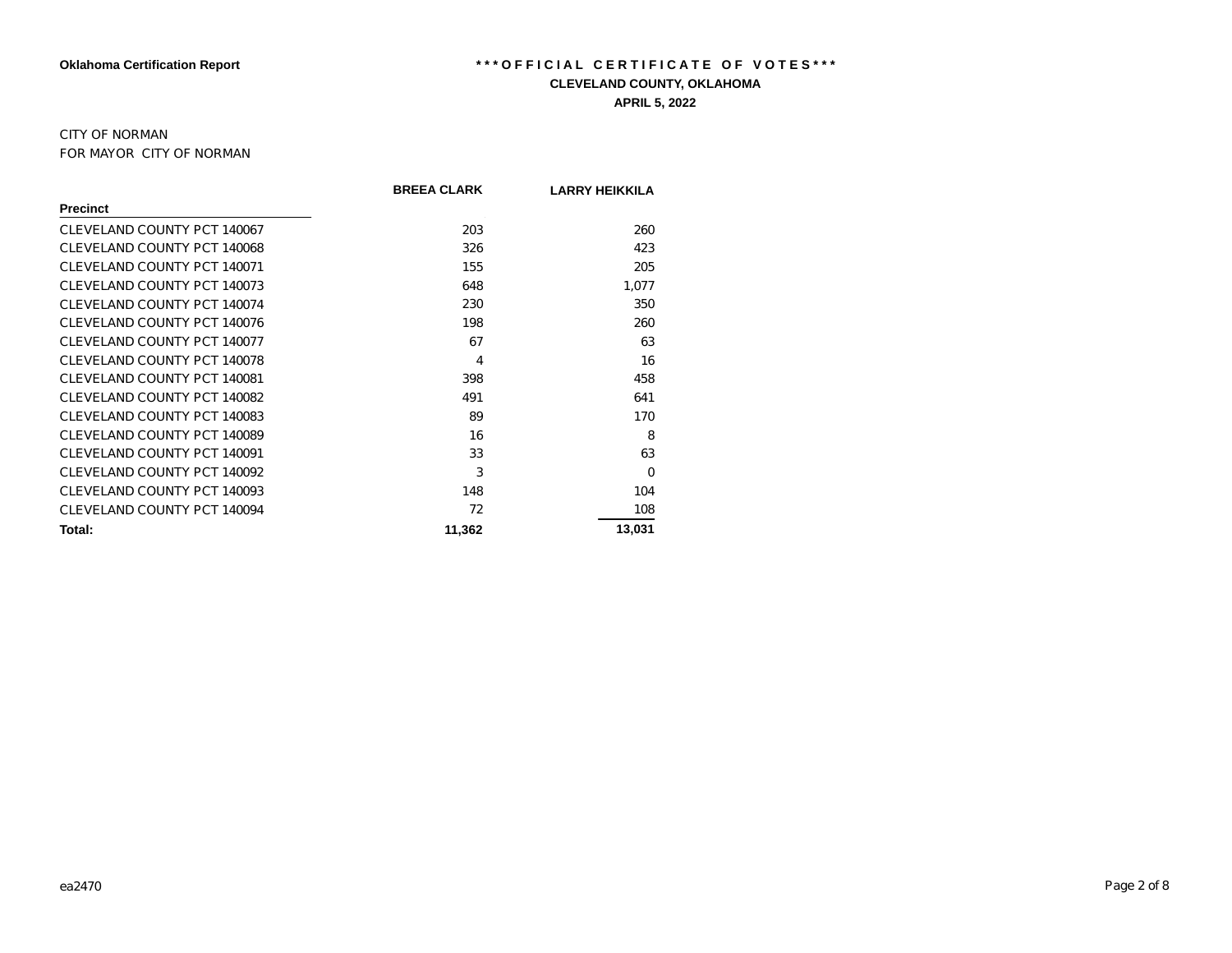**Oklahoma Certification Report**

# *** O F F I C I A L C E R T I F I C A T E O F V O T E S ***

**CLEVELAND COUNTY, OKLAHOMA**

**APRIL 5, 2022**

CITY OF NORMAN

FOR MAYOR CITY OF NORMAN

| Precinct | BREEA CLARK | LARRY HEIKKILA |
|---|---|---|
| CLEVELAND COUNTY PCT 140067 | 203 | 260 |
| CLEVELAND COUNTY PCT 140068 | 326 | 423 |
| CLEVELAND COUNTY PCT 140071 | 155 | 205 |
| CLEVELAND COUNTY PCT 140073 | 648 | 1,077 |
| CLEVELAND COUNTY PCT 140074 | 230 | 350 |
| CLEVELAND COUNTY PCT 140076 | 198 | 260 |
| CLEVELAND COUNTY PCT 140077 | 67 | 63 |
| CLEVELAND COUNTY PCT 140078 | 4 | 16 |
| CLEVELAND COUNTY PCT 140081 | 398 | 458 |
| CLEVELAND COUNTY PCT 140082 | 491 | 641 |
| CLEVELAND COUNTY PCT 140083 | 89 | 170 |
| CLEVELAND COUNTY PCT 140089 | 16 | 8 |
| CLEVELAND COUNTY PCT 140091 | 33 | 63 |
| CLEVELAND COUNTY PCT 140092 | 3 | 0 |
| CLEVELAND COUNTY PCT 140093 | 148 | 104 |
| CLEVELAND COUNTY PCT 140094 | 72 | 108 |
| **Total:** | **11,362** | **13,031** |

ea2470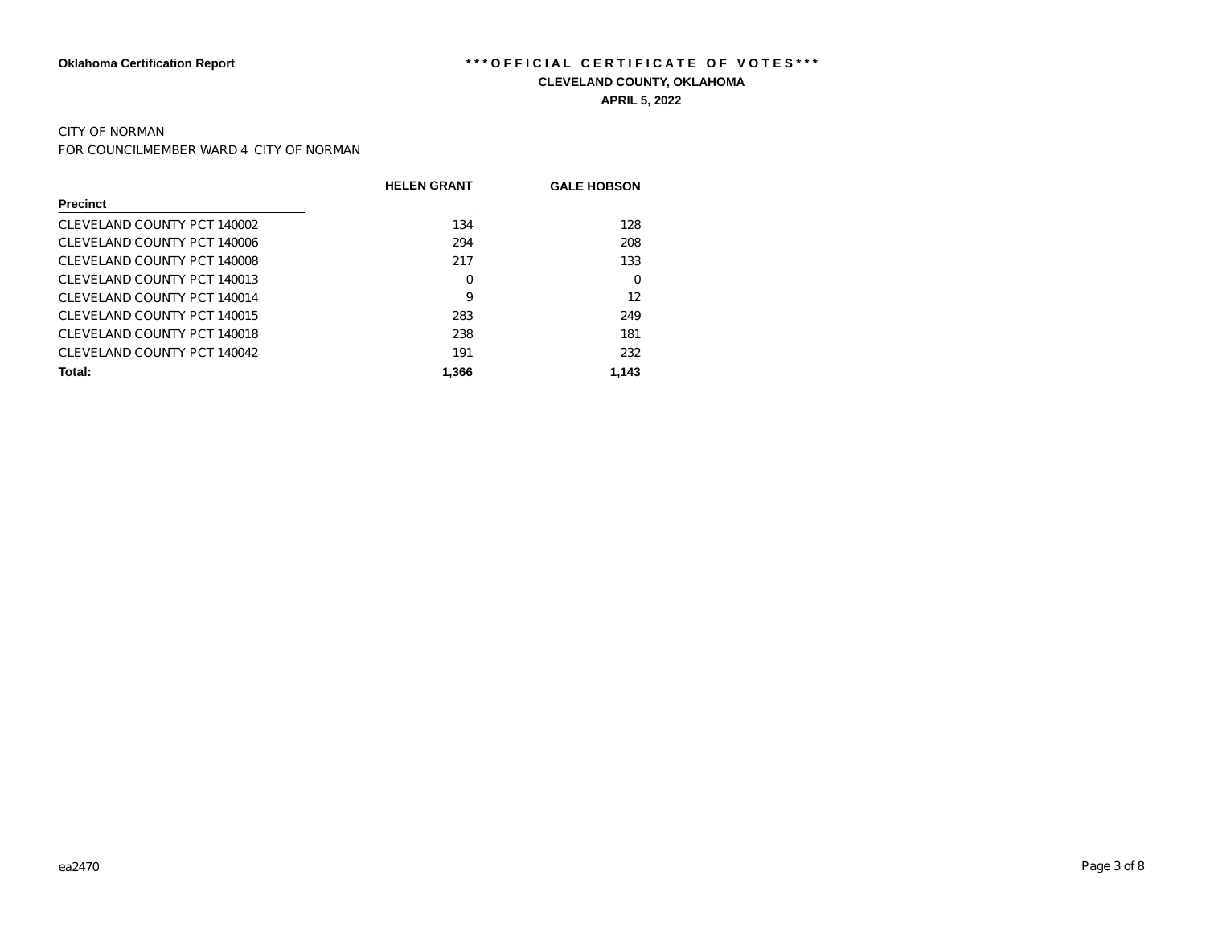**Oklahoma Certification Report**

# ***OFFICIAL CERTIFICATE OF VOTES***

## CLEVELAND COUNTY, OKLAHOMA

### APRIL 5, 2022

CITY OF NORMAN

FOR COUNCILMEMBER WARD 4 CITY OF NORMAN

| Precinct | HELEN GRANT | GALE HOBSON |
|---|---|---|
| CLEVELAND COUNTY PCT 140002 | 134 | 128 |
| CLEVELAND COUNTY PCT 140006 | 294 | 208 |
| CLEVELAND COUNTY PCT 140008 | 217 | 133 |
| CLEVELAND COUNTY PCT 140013 | 0 | 0 |
| CLEVELAND COUNTY PCT 140014 | 9 | 12 |
| CLEVELAND COUNTY PCT 140015 | 283 | 249 |
| CLEVELAND COUNTY PCT 140018 | 238 | 181 |
| CLEVELAND COUNTY PCT 140042 | 191 | 232 |
| **Total:** | **1,366** | **1,143** |

ea2470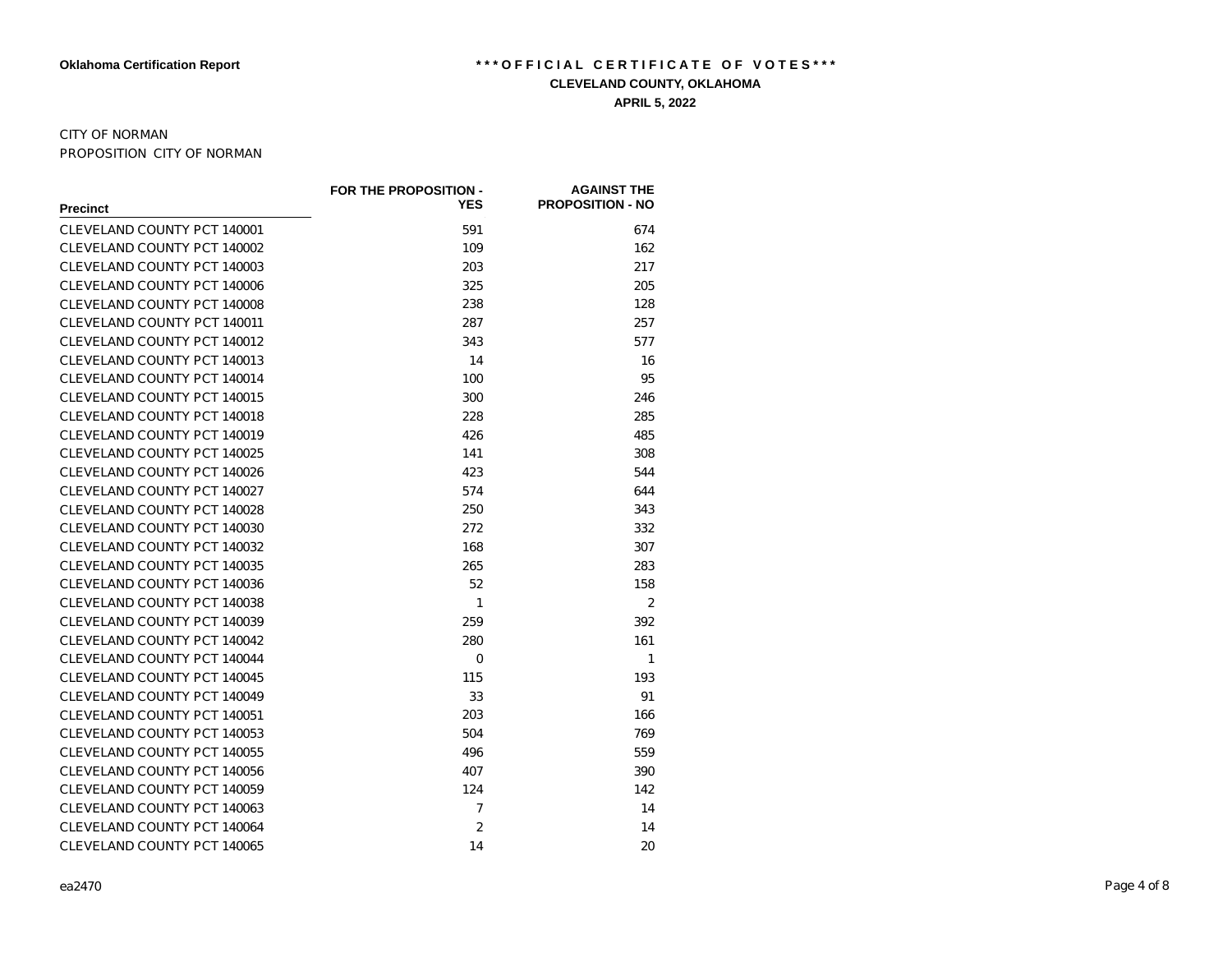**Oklahoma Certification Report**

# \*\*\*OFFICIAL CERTIFICATE OF VOTES\*\*\*

**CLEVELAND COUNTY, OKLAHOMA**

**APRIL 5, 2022**

CITY OF NORMAN

PROPOSITION CITY OF NORMAN

| Precinct | FOR THE PROPOSITION - YES | AGAINST THE PROPOSITION - NO |
|---|---|---|
| CLEVELAND COUNTY PCT 140001 | 591 | 674 |
| CLEVELAND COUNTY PCT 140002 | 109 | 162 |
| CLEVELAND COUNTY PCT 140003 | 203 | 217 |
| CLEVELAND COUNTY PCT 140006 | 325 | 205 |
| CLEVELAND COUNTY PCT 140008 | 238 | 128 |
| CLEVELAND COUNTY PCT 140011 | 287 | 257 |
| CLEVELAND COUNTY PCT 140012 | 343 | 577 |
| CLEVELAND COUNTY PCT 140013 | 14 | 16 |
| CLEVELAND COUNTY PCT 140014 | 100 | 95 |
| CLEVELAND COUNTY PCT 140015 | 300 | 246 |
| CLEVELAND COUNTY PCT 140018 | 228 | 285 |
| CLEVELAND COUNTY PCT 140019 | 426 | 485 |
| CLEVELAND COUNTY PCT 140025 | 141 | 308 |
| CLEVELAND COUNTY PCT 140026 | 423 | 544 |
| CLEVELAND COUNTY PCT 140027 | 574 | 644 |
| CLEVELAND COUNTY PCT 140028 | 250 | 343 |
| CLEVELAND COUNTY PCT 140030 | 272 | 332 |
| CLEVELAND COUNTY PCT 140032 | 168 | 307 |
| CLEVELAND COUNTY PCT 140035 | 265 | 283 |
| CLEVELAND COUNTY PCT 140036 | 52 | 158 |
| CLEVELAND COUNTY PCT 140038 | 1 | 2 |
| CLEVELAND COUNTY PCT 140039 | 259 | 392 |
| CLEVELAND COUNTY PCT 140042 | 280 | 161 |
| CLEVELAND COUNTY PCT 140044 | 0 | 1 |
| CLEVELAND COUNTY PCT 140045 | 115 | 193 |
| CLEVELAND COUNTY PCT 140049 | 33 | 91 |
| CLEVELAND COUNTY PCT 140051 | 203 | 166 |
| CLEVELAND COUNTY PCT 140053 | 504 | 769 |
| CLEVELAND COUNTY PCT 140055 | 496 | 559 |
| CLEVELAND COUNTY PCT 140056 | 407 | 390 |
| CLEVELAND COUNTY PCT 140059 | 124 | 142 |
| CLEVELAND COUNTY PCT 140063 | 7 | 14 |
| CLEVELAND COUNTY PCT 140064 | 2 | 14 |
| CLEVELAND COUNTY PCT 140065 | 14 | 20 |

ea2470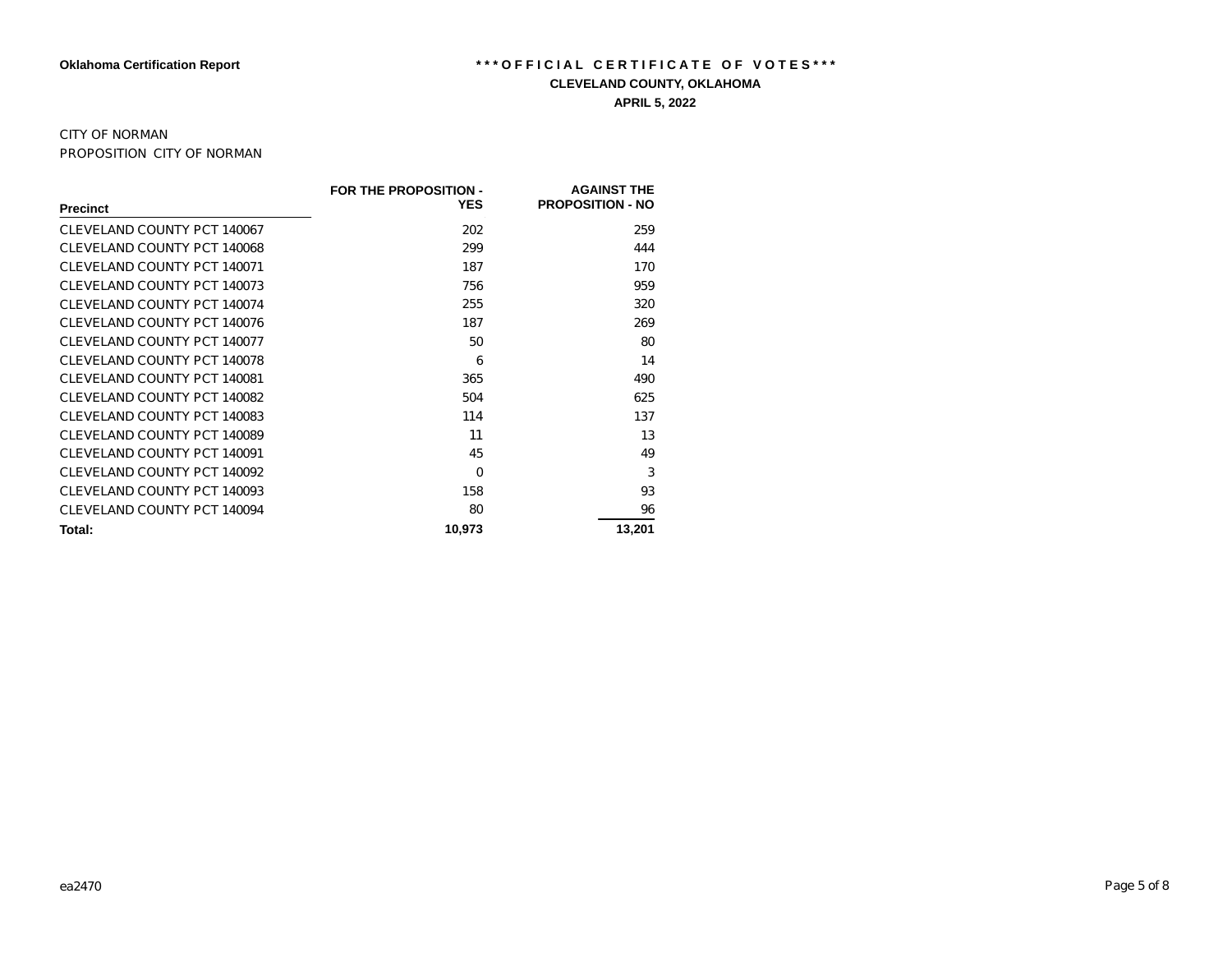**Oklahoma Certification Report**

**\*\*\*OFFICIAL CERTIFICATE OF VOTES\*\*\***

**CLEVELAND COUNTY, OKLAHOMA**

**APRIL 5, 2022**

CITY OF NORMAN

PROPOSITION CITY OF NORMAN

| Precinct | FOR THE PROPOSITION - YES | AGAINST THE PROPOSITION - NO |
|---|---|---|
| CLEVELAND COUNTY PCT 140067 | 202 | 259 |
| CLEVELAND COUNTY PCT 140068 | 299 | 444 |
| CLEVELAND COUNTY PCT 140071 | 187 | 170 |
| CLEVELAND COUNTY PCT 140073 | 756 | 959 |
| CLEVELAND COUNTY PCT 140074 | 255 | 320 |
| CLEVELAND COUNTY PCT 140076 | 187 | 269 |
| CLEVELAND COUNTY PCT 140077 | 50 | 80 |
| CLEVELAND COUNTY PCT 140078 | 6 | 14 |
| CLEVELAND COUNTY PCT 140081 | 365 | 490 |
| CLEVELAND COUNTY PCT 140082 | 504 | 625 |
| CLEVELAND COUNTY PCT 140083 | 114 | 137 |
| CLEVELAND COUNTY PCT 140089 | 11 | 13 |
| CLEVELAND COUNTY PCT 140091 | 45 | 49 |
| CLEVELAND COUNTY PCT 140092 | 0 | 3 |
| CLEVELAND COUNTY PCT 140093 | 158 | 93 |
| CLEVELAND COUNTY PCT 140094 | 80 | 96 |
| **Total:** | **10,973** | **13,201** |

ea2470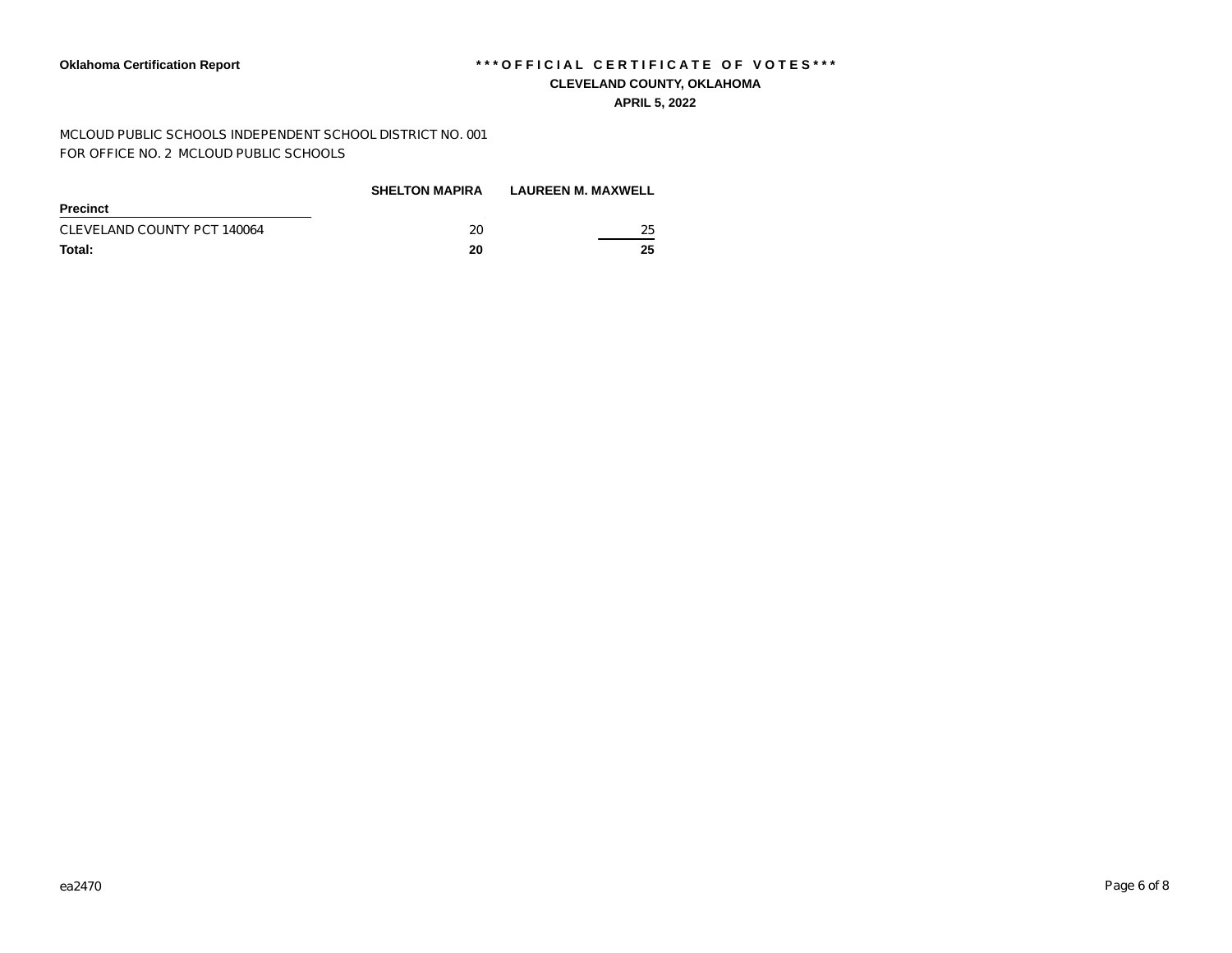**Oklahoma Certification Report**

**\*\*\*OFFICIAL CERTIFICATE OF VOTES\*\*\***

**CLEVELAND COUNTY, OKLAHOMA**

**APRIL 5, 2022**

MCLOUD PUBLIC SCHOOLS INDEPENDENT SCHOOL DISTRICT NO. 001
FOR OFFICE NO. 2 MCLOUD PUBLIC SCHOOLS

| Precinct | SHELTON MAPIRA | LAUREEN M. MAXWELL |
|---|---|---|
| CLEVELAND COUNTY PCT 140064 | 20 | 25 |
| **Total:** | **20** | **25** |

ea2470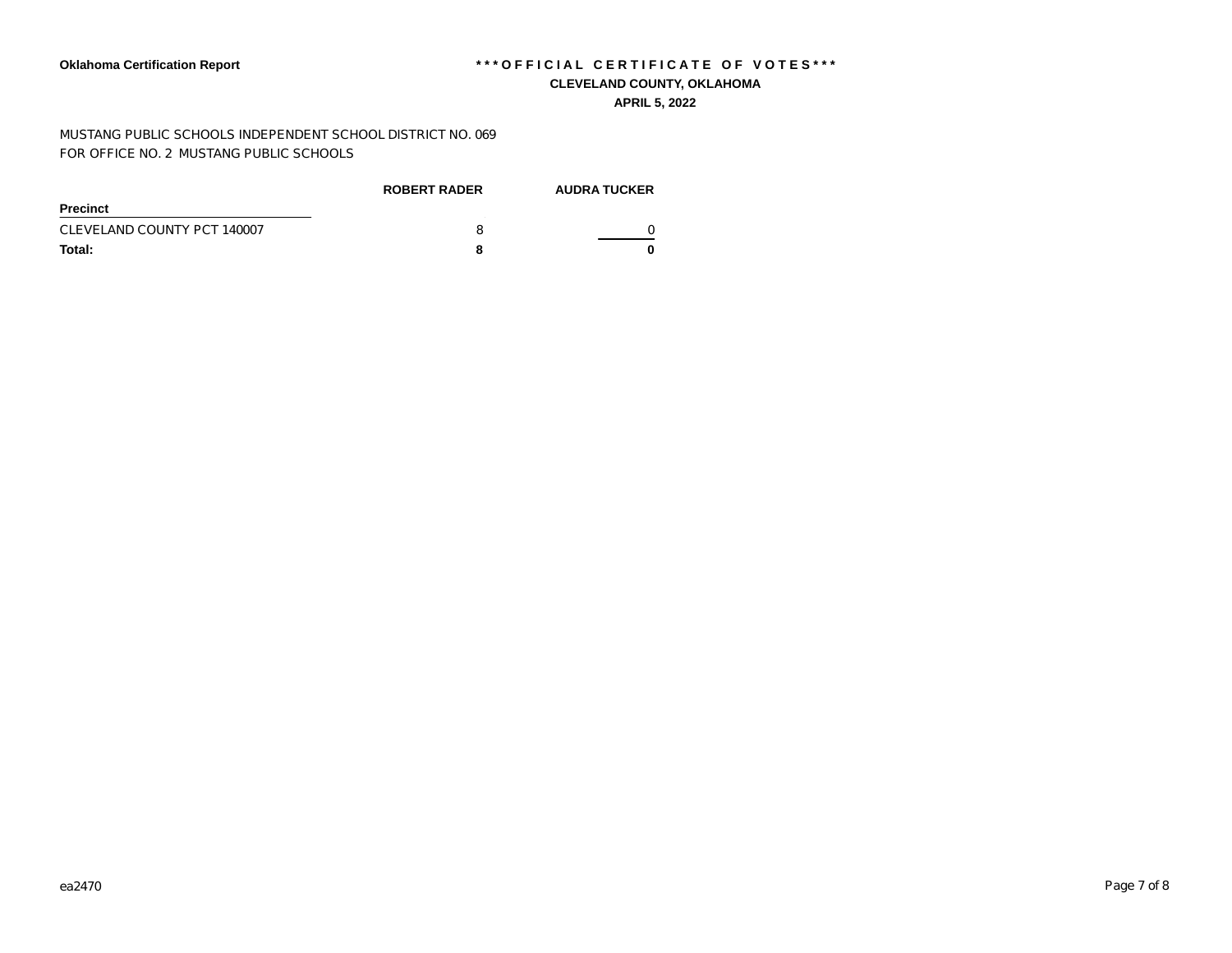**Oklahoma Certification Report**

**\*\*\*OFFICIAL CERTIFICATE OF VOTES\*\*\***

**CLEVELAND COUNTY, OKLAHOMA**

**APRIL 5, 2022**

MUSTANG PUBLIC SCHOOLS INDEPENDENT SCHOOL DISTRICT NO. 069
FOR OFFICE NO. 2 MUSTANG PUBLIC SCHOOLS

| Precinct | ROBERT RADER | AUDRA TUCKER |
|---|---|---|
| CLEVELAND COUNTY PCT 140007 | 8 | 0 |
| **Total:** | **8** | **0** |

ea2470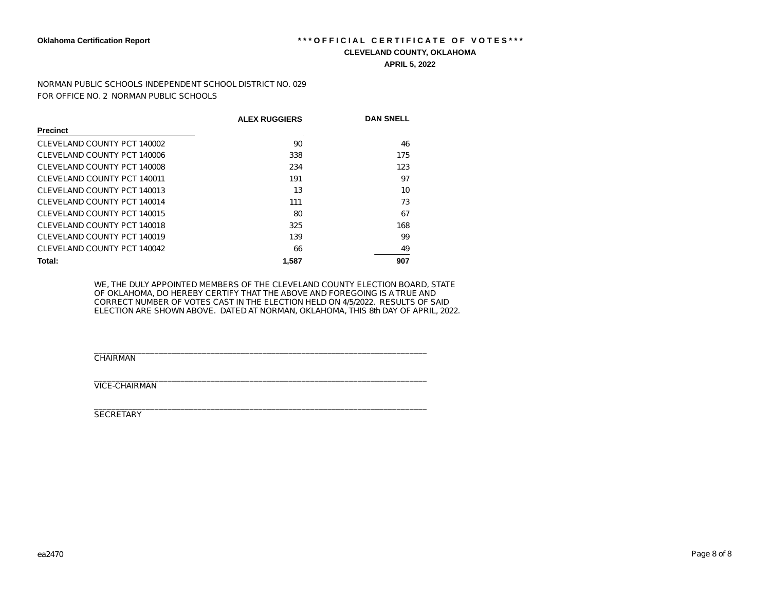**Oklahoma Certification Report**

**\*\*\*OFFICIAL CERTIFICATE OF VOTES\*\*\***

**CLEVELAND COUNTY, OKLAHOMA**

**APRIL 5, 2022**

NORMAN PUBLIC SCHOOLS INDEPENDENT SCHOOL DISTRICT NO. 029

FOR OFFICE NO. 2 NORMAN PUBLIC SCHOOLS

| Precinct | ALEX RUGGIERS | DAN SNELL |
|---|---|---|
| CLEVELAND COUNTY PCT 140002 | 90 | 46 |
| CLEVELAND COUNTY PCT 140006 | 338 | 175 |
| CLEVELAND COUNTY PCT 140008 | 234 | 123 |
| CLEVELAND COUNTY PCT 140011 | 191 | 97 |
| CLEVELAND COUNTY PCT 140013 | 13 | 10 |
| CLEVELAND COUNTY PCT 140014 | 111 | 73 |
| CLEVELAND COUNTY PCT 140015 | 80 | 67 |
| CLEVELAND COUNTY PCT 140018 | 325 | 168 |
| CLEVELAND COUNTY PCT 140019 | 139 | 99 |
| CLEVELAND COUNTY PCT 140042 | 66 | 49 |
| **Total:** | **1,587** | **907** |

WE, THE DULY APPOINTED MEMBERS OF THE CLEVELAND COUNTY ELECTION BOARD, STATE OF OKLAHOMA, DO HEREBY CERTIFY THAT THE ABOVE AND FOREGOING IS A TRUE AND CORRECT NUMBER OF VOTES CAST IN THE ELECTION HELD ON 4/5/2022. RESULTS OF SAID ELECTION ARE SHOWN ABOVE. DATED AT NORMAN, OKLAHOMA, THIS 8th DAY OF APRIL, 2022.

______________________________
CHAIRMAN

______________________________
VICE-CHAIRMAN

______________________________
SECRETARY

ea2470